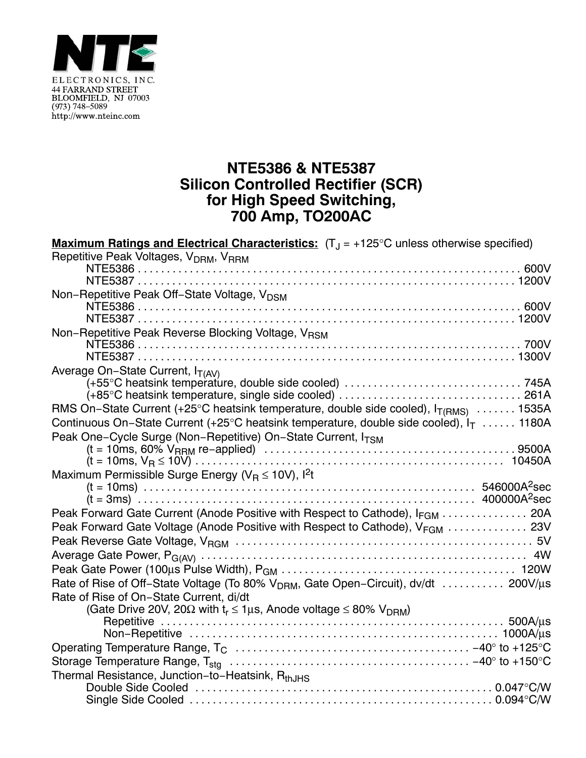NTE ELECTRONICS, INC.
44 FARRAND STREET
BLOOMFIELD, NJ 07003
(973) 748−5089
http://www.nteinc.com

# NTE5386 & NTE5387
# Silicon Controlled Rectifier (SCR) for High Speed Switching, 700 Amp, TO200AC

**Maximum Ratings and Electrical Characteristics:** ($T_J$ = +125°C unless otherwise specified)

Repetitive Peak Voltages, $V_{DRM}$, $V_{RRM}$
- NTE5386 . . . . . . . . . . 600V
- NTE5387 . . . . . . . . . . 1200V

Non−Repetitive Peak Off−State Voltage, $V_{DSM}$
- NTE5386 . . . . . . . . . . 600V
- NTE5387 . . . . . . . . . . 1200V

Non−Repetitive Peak Reverse Blocking Voltage, $V_{RSM}$
- NTE5386 . . . . . . . . . . 700V
- NTE5387 . . . . . . . . . . 1300V

Average On−State Current, $I_{T(AV)}$
- (+55°C heatsink temperature, double side cooled) . . . . . . . . . . 745A
- (+85°C heatsink temperature, single side cooled) . . . . . . . . . . 261A

RMS On−State Current (+25°C heatsink temperature, double side cooled), $I_{T(RMS)}$ . . . . . . . 1535A

Continuous On−State Current (+25°C heatsink temperature, double side cooled), $I_T$ . . . . . . 1180A

Peak One−Cycle Surge (Non−Repetitive) On−State Current, $I_{TSM}$
- (t = 10ms, 60% $V_{RRM}$ re−applied) . . . . . . . . . . 9500A
- (t = 10ms, $V_R \leq 10V$) . . . . . . . . . . 10450A

Maximum Permissible Surge Energy ($V_R \leq 10V$), $I^2t$
- (t = 10ms) . . . . . . . . . . 546000$A^2$sec
- (t = 3ms) . . . . . . . . . . 400000$A^2$sec

Peak Forward Gate Current (Anode Positive with Respect to Cathode), $I_{FGM}$ . . . . . . . . . . 20A

Peak Forward Gate Voltage (Anode Positive with Respect to Cathode), $V_{FGM}$ . . . . . . . . . . 23V

Peak Reverse Gate Voltage, $V_{RGM}$ . . . . . . . . . . 5V

Average Gate Power, $P_{G(AV)}$ . . . . . . . . . . 4W

Peak Gate Power (100μs Pulse Width), $P_{GM}$ . . . . . . . . . . 120W

Rate of Rise of Off−State Voltage (To 80% $V_{DRM}$, Gate Open−Circuit), dv/dt . . . . . . . . . . 200V/μs

Rate of Rise of On−State Current, di/dt
- (Gate Drive 20V, 20Ω with $t_r \leq 1\mu s$, Anode voltage ≤ 80% $V_{DRM}$)
  - Repetitive . . . . . . . . . . 500A/μs
  - Non−Repetitive . . . . . . . . . . 1000A/μs

Operating Temperature Range, $T_C$ . . . . . . . . . . −40° to +125°C

Storage Temperature Range, $T_{stg}$ . . . . . . . . . . −40° to +150°C

Thermal Resistance, Junction−to−Heatsink, $R_{thJHS}$
- Double Side Cooled . . . . . . . . . . 0.047°C/W
- Single Side Cooled . . . . . . . . . . 0.094°C/W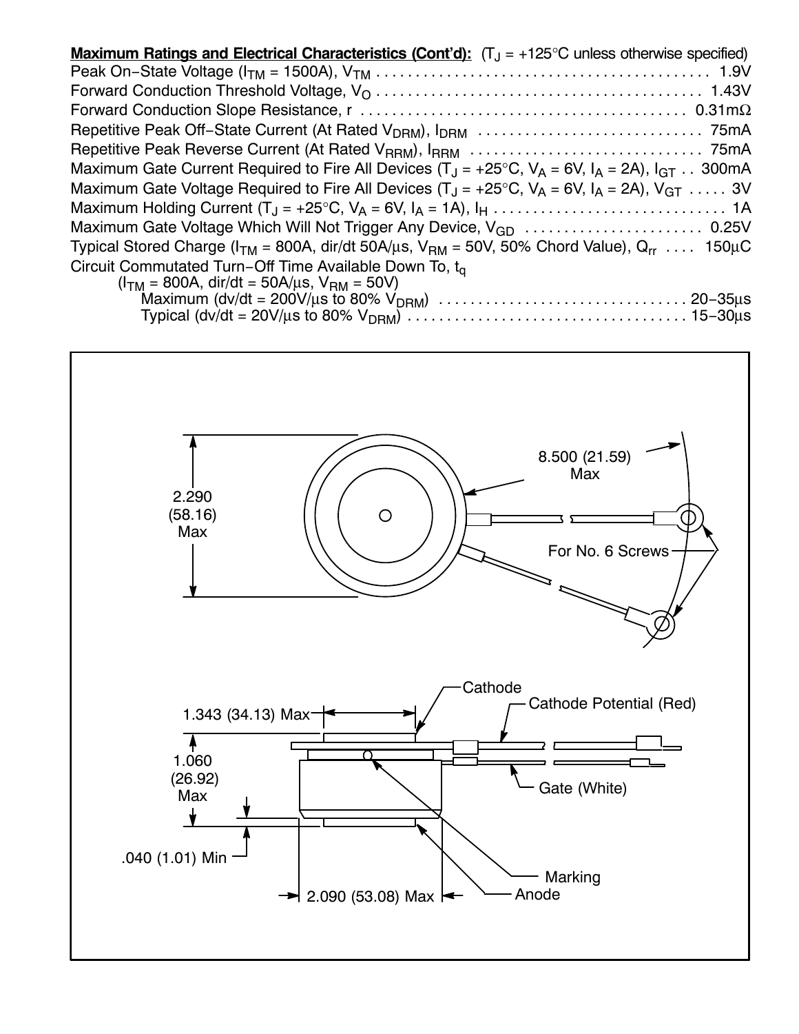**Maximum Ratings and Electrical Characteristics (Cont'd):** ($T_J$ = +125°C unless otherwise specified)

Peak On−State Voltage ($I_{TM}$ = 1500A), $V_{TM}$ . . . . . . . . . . 1.9V

Forward Conduction Threshold Voltage, $V_O$ . . . . . . . . . . 1.43V

Forward Conduction Slope Resistance, r . . . . . . . . . . 0.31mΩ

Repetitive Peak Off−State Current (At Rated $V_{DRM}$), $I_{DRM}$ . . . . . . . . . . 75mA

Repetitive Peak Reverse Current (At Rated $V_{RRM}$), $I_{RRM}$ . . . . . . . . . . 75mA

Maximum Gate Current Required to Fire All Devices ($T_J$ = +25°C, $V_A$ = 6V, $I_A$ = 2A), $I_{GT}$ . . 300mA

Maximum Gate Voltage Required to Fire All Devices ($T_J$ = +25°C, $V_A$ = 6V, $I_A$ = 2A), $V_{GT}$ . . . . . 3V

Maximum Holding Current ($T_J$ = +25°C, $V_A$ = 6V, $I_A$ = 1A), $I_H$ . . . . . . . . . . 1A

Maximum Gate Voltage Which Will Not Trigger Any Device, $V_{GD}$ . . . . . . . . . . 0.25V

Typical Stored Charge ($I_{TM}$ = 800A, dir/dt 50A/μs, $V_{RM}$ = 50V, 50% Chord Value), $Q_{rr}$ . . . . 150μC

Circuit Commutated Turn−Off Time Available Down To, $t_q$
($I_{TM}$ = 800A, dir/dt = 50A/μs, $V_{RM}$ = 50V)
Maximum (dv/dt = 200V/μs to 80% $V_{DRM}$) . . . . . . . . . . 20−35μs
Typical (dv/dt = 20V/μs to 80% $V_{DRM}$) . . . . . . . . . . 15−30μs

2.290
(58.16)
Max

8.500 (21.59)
Max

For No. 6 Screws

Cathode

Cathode Potential (Red)

1.343 (34.13) Max

1.060
(26.92)
Max

Gate (White)

.040 (1.01) Min

Marking

2.090 (53.08) Max

Anode